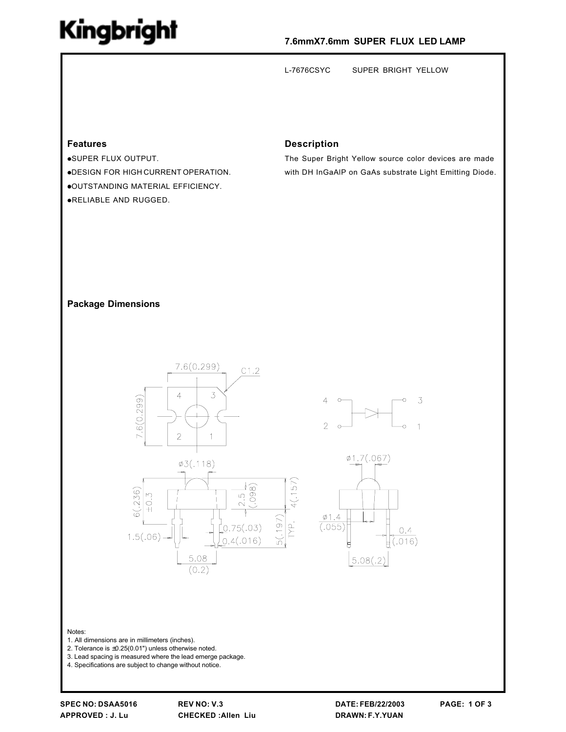Kingbright

# 7.6mmX7.6mm SUPER FLUX LED LAMP

L-7676CSYC SUPER BRIGHT YELLOW

## Features

- SUPER FLUX OUTPUT.
- DESIGN FOR HIGH CURRENT OPERATION.
- OUTSTANDING MATERIAL EFFICIENCY.
- RELIABLE AND RUGGED.

## Description

The Super Bright Yellow source color devices are made with DH InGaAlP on GaAs substrate Light Emitting Diode.

## Package Dimensions

Notes:

1. All dimensions are in millimeters (inches).
2. Tolerance is ±0.25(0.01") unless otherwise noted.
3. Lead spacing is measured where the lead emerge package.
4. Specifications are subject to change without notice.

SPEC NO: DSAA5016 REV NO: V.3 DATE: FEB/22/2003

APPROVED : J. Lu CHECKED :Allen Liu DRAWN: F.Y.YUAN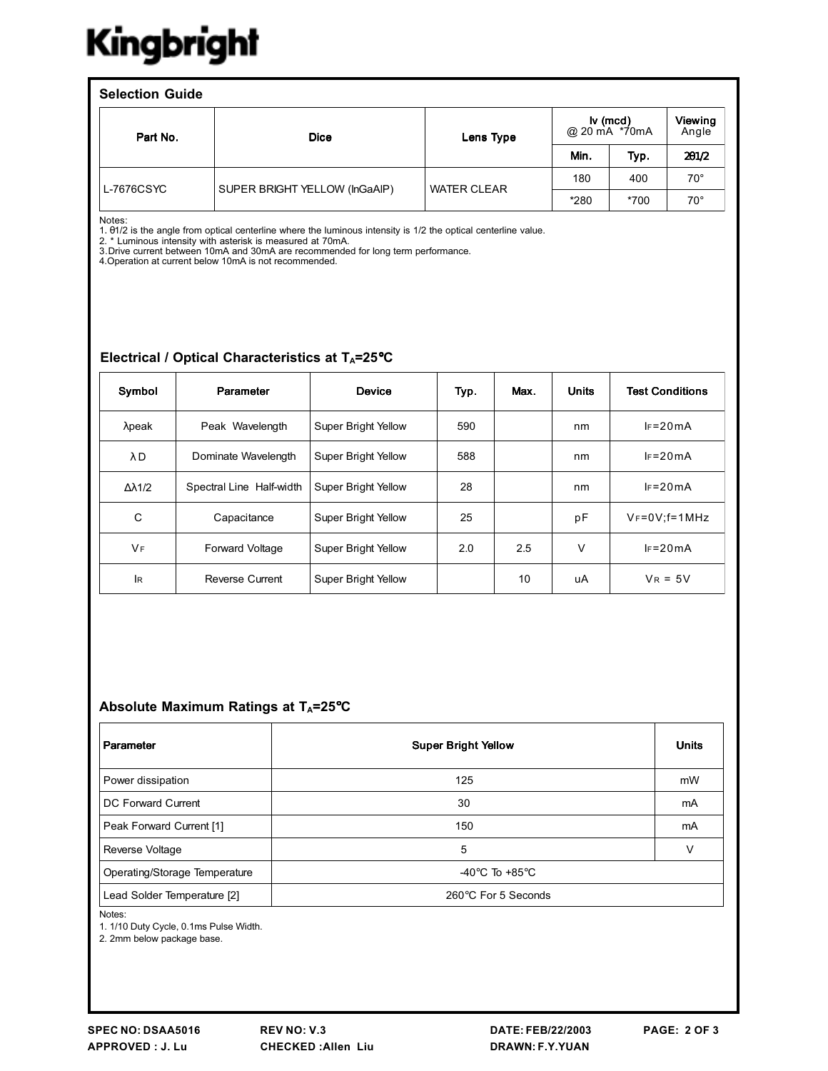Kingbright

## Selection Guide

| Part No. | Dice | Lens Type | Iv (mcd) @ 20 mA *70mA | | Viewing Angle |
|---|---|---|---|---|---|
| | | | Min. | Typ. | 2θ1/2 |
| L-7676CSYC | SUPER BRIGHT YELLOW (InGaAIP) | WATER CLEAR | 180 | 400 | 70° |
| | | | *280 | *700 | 70° |

Notes:
1. θ1/2 is the angle from optical centerline where the luminous intensity is 1/2 the optical centerline value.
2. * Luminous intensity with asterisk is measured at 70mA.
3. Drive current between 10mA and 30mA are recommended for long term performance.
4. Operation at current below 10mA is not recommended.

## Electrical / Optical Characteristics at $T_A$=25°C

| Symbol | Parameter | Device | Typ. | Max. | Units | Test Conditions |
|---|---|---|---|---|---|---|
| λpeak | Peak Wavelength | Super Bright Yellow | 590 | | nm | $I_F$=20mA |
| λD | Dominate Wavelength | Super Bright Yellow | 588 | | nm | $I_F$=20mA |
| Δλ1/2 | Spectral Line Half-width | Super Bright Yellow | 28 | | nm | $I_F$=20mA |
| C | Capacitance | Super Bright Yellow | 25 | | pF | $V_F$=0V;f=1MHz |
| $V_F$ | Forward Voltage | Super Bright Yellow | 2.0 | 2.5 | V | $I_F$=20mA |
| $I_R$ | Reverse Current | Super Bright Yellow | | 10 | uA | $V_R$ = 5V |

## Absolute Maximum Ratings at $T_A$=25°C

| Parameter | Super Bright Yellow | Units |
|---|---|---|
| Power dissipation | 125 | mW |
| DC Forward Current | 30 | mA |
| Peak Forward Current [1] | 150 | mA |
| Reverse Voltage | 5 | V |
| Operating/Storage Temperature | -40°C To +85°C | |
| Lead Solder Temperature [2] | 260°C For 5 Seconds | |

Notes:
1. 1/10 Duty Cycle, 0.1ms Pulse Width.
2. 2mm below package base.

SPEC NO: DSAA5016 REV NO: V.3 DATE: FEB/22/2003
APPROVED : J. Lu CHECKED :Allen Liu DRAWN: F.Y.YUAN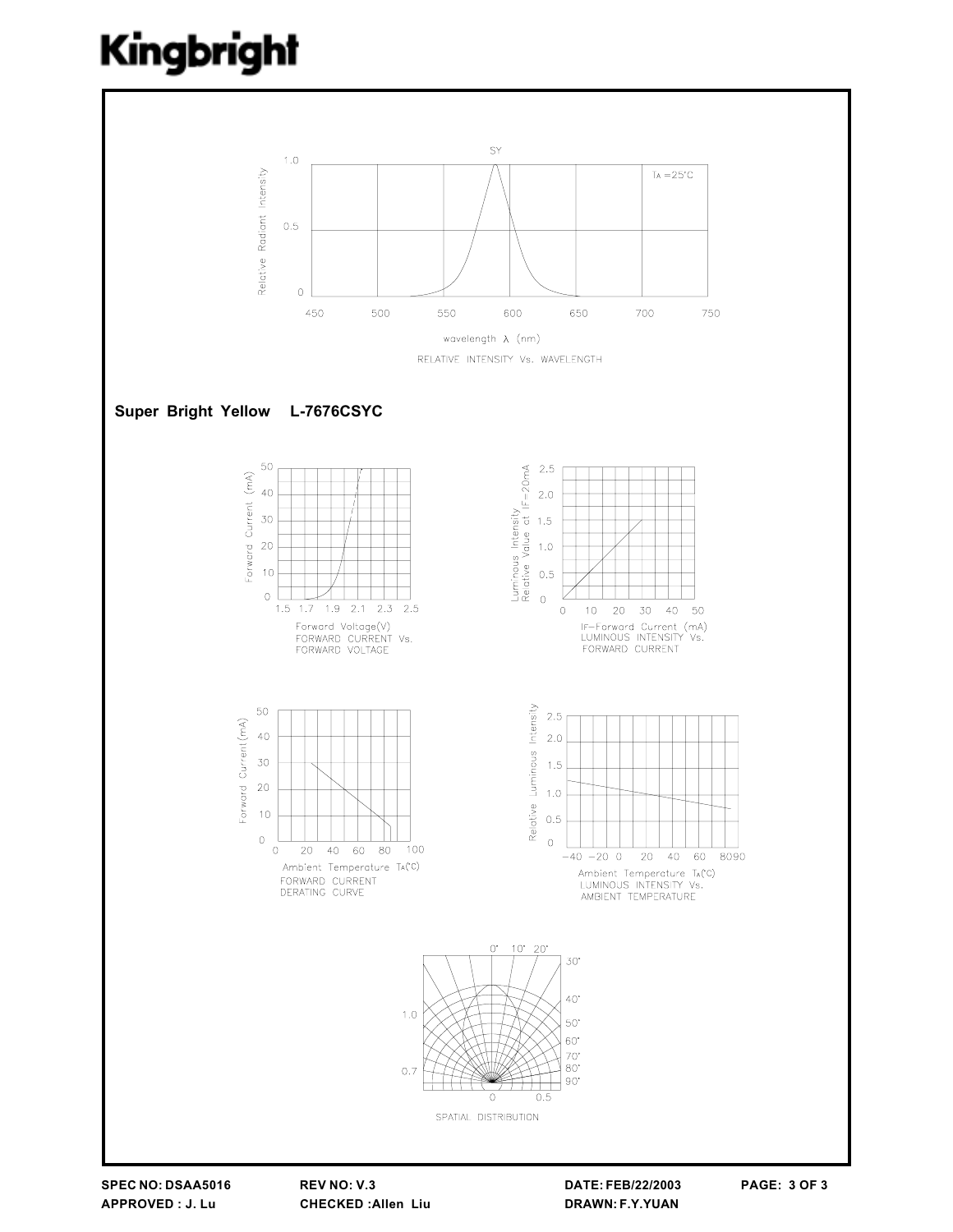SY

1.0

0.5

0

Relative Radiant Intensity

$T_A = 25°C$

450 500 550 600 650 700 750

wavelength λ (nm)

RELATIVE INTENSITY Vs. WAVELENGTH

**Super Bright Yellow L-7676CSYC**

Forward Current (mA)

50 40 30 20 10 0

1.5 1.7 1.9 2.1 2.3 2.5

Forward Voltage(V)

FORWARD CURRENT Vs. FORWARD VOLTAGE

Luminous Intensity Relative Value at IF=20mA

2.5 2.0 1.5 1.0 0.5 0

0 10 20 30 40 50

IF-Forward Current (mA)

LUMINOUS INTENSITY Vs. FORWARD CURRENT

Forward Current(mA)

50 40 30 20 10 0

0 20 40 60 80 100

Ambient Temperature $T_A$(°C)

FORWARD CURRENT DERATING CURVE

Relative Luminous Intensity

2.5 2.0 1.5 1.0 0.5 0

−40 −20 0 20 40 60 80 90

Ambient Temperature $T_A$(°C)

LUMINOUS INTENSITY Vs. AMBIENT TEMPERATURE

0° 10° 20° 30° 40° 50° 60° 70° 80° 90°

1.0

0.7

0 0.5

SPATIAL DISTRIBUTION

SPEC NO: DSAA5016 REV NO: V.3 DATE: FEB/22/2003

APPROVED : J. Lu CHECKED :Allen Liu DRAWN: F.Y.YUAN